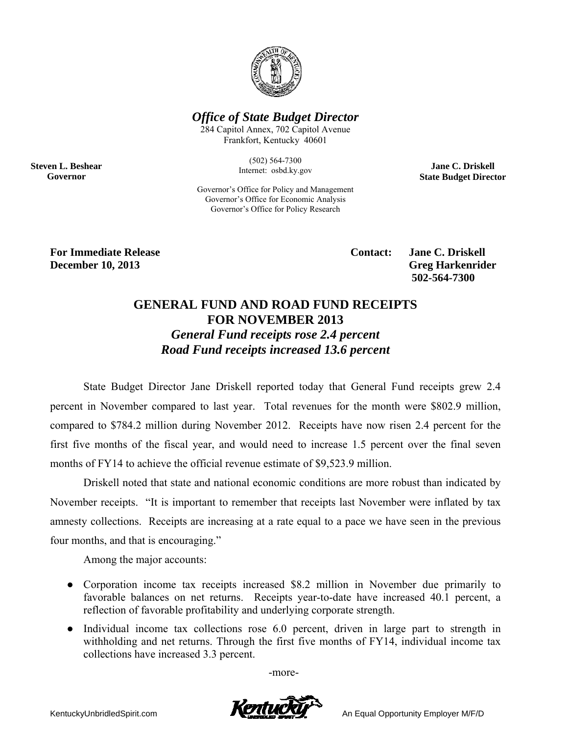***Office of State Budget Director***

284 Capitol Annex, 702 Capitol Avenue
Frankfort, Kentucky 40601

(502) 564-7300
Internet: osbd.ky.gov

Governor's Office for Policy and Management
Governor's Office for Economic Analysis
Governor's Office for Policy Research

**Steven L. Beshear**
**Governor**

**Jane C. Driskell**
**State Budget Director**

**For Immediate Release**
**December 10, 2013**

**Contact: Jane C. Driskell**
**Greg Harkenrider**
**502-564-7300**

# GENERAL FUND AND ROAD FUND RECEIPTS FOR NOVEMBER 2013

***General Fund receipts rose 2.4 percent***
***Road Fund receipts increased 13.6 percent***

State Budget Director Jane Driskell reported today that General Fund receipts grew 2.4 percent in November compared to last year. Total revenues for the month were $802.9 million, compared to $784.2 million during November 2012. Receipts have now risen 2.4 percent for the first five months of the fiscal year, and would need to increase 1.5 percent over the final seven months of FY14 to achieve the official revenue estimate of $9,523.9 million.

Driskell noted that state and national economic conditions are more robust than indicated by November receipts. "It is important to remember that receipts last November were inflated by tax amnesty collections. Receipts are increasing at a rate equal to a pace we have seen in the previous four months, and that is encouraging."

Among the major accounts:

- Corporation income tax receipts increased $8.2 million in November due primarily to favorable balances on net returns. Receipts year-to-date have increased 40.1 percent, a reflection of favorable profitability and underlying corporate strength.
- Individual income tax collections rose 6.0 percent, driven in large part to strength in withholding and net returns. Through the first five months of FY14, individual income tax collections have increased 3.3 percent.

-more-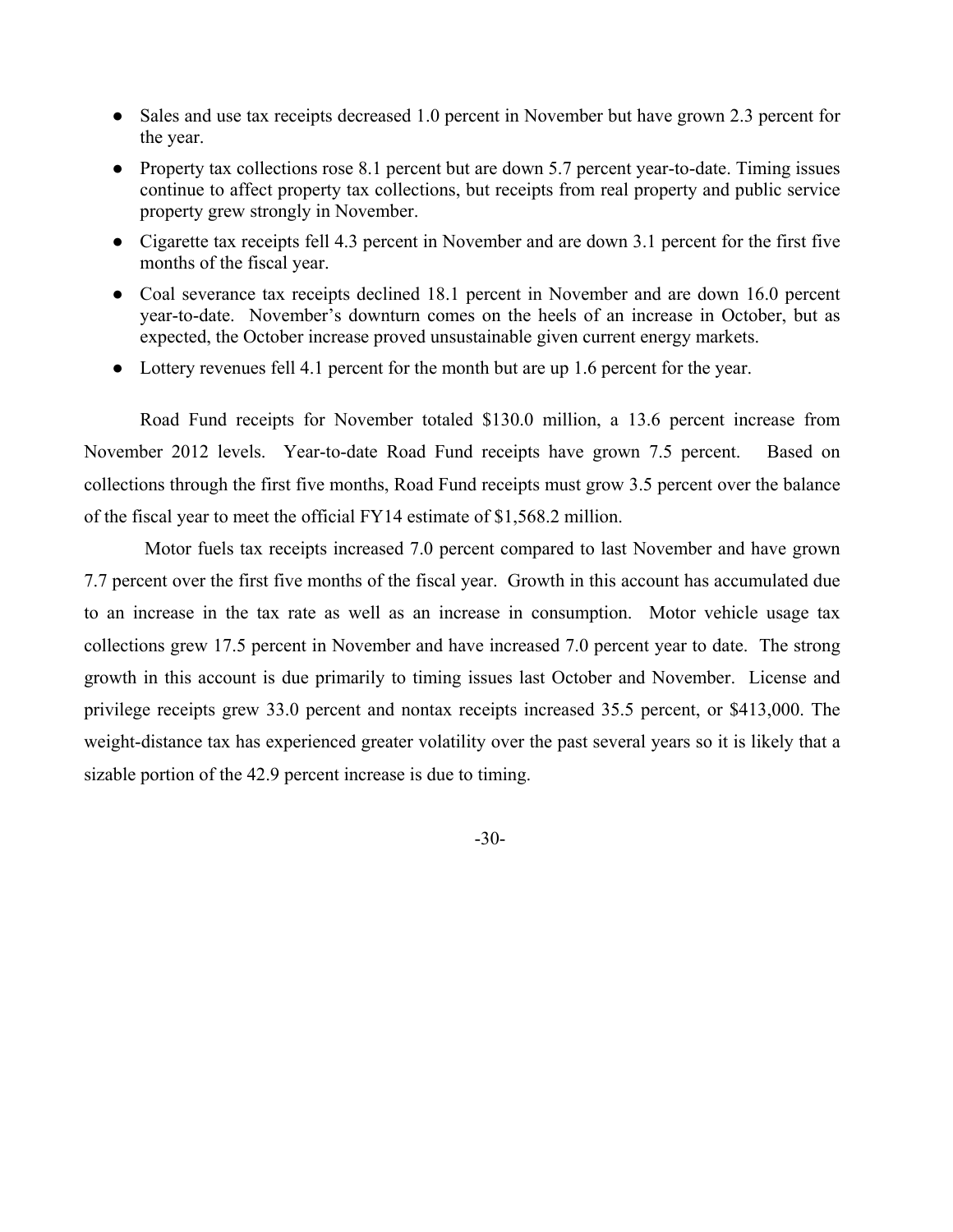- Sales and use tax receipts decreased 1.0 percent in November but have grown 2.3 percent for the year.
- Property tax collections rose 8.1 percent but are down 5.7 percent year-to-date. Timing issues continue to affect property tax collections, but receipts from real property and public service property grew strongly in November.
- Cigarette tax receipts fell 4.3 percent in November and are down 3.1 percent for the first five months of the fiscal year.
- Coal severance tax receipts declined 18.1 percent in November and are down 16.0 percent year-to-date. November's downturn comes on the heels of an increase in October, but as expected, the October increase proved unsustainable given current energy markets.
- Lottery revenues fell 4.1 percent for the month but are up 1.6 percent for the year.

Road Fund receipts for November totaled $130.0 million, a 13.6 percent increase from November 2012 levels. Year-to-date Road Fund receipts have grown 7.5 percent. Based on collections through the first five months, Road Fund receipts must grow 3.5 percent over the balance of the fiscal year to meet the official FY14 estimate of $1,568.2 million.

Motor fuels tax receipts increased 7.0 percent compared to last November and have grown 7.7 percent over the first five months of the fiscal year. Growth in this account has accumulated due to an increase in the tax rate as well as an increase in consumption. Motor vehicle usage tax collections grew 17.5 percent in November and have increased 7.0 percent year to date. The strong growth in this account is due primarily to timing issues last October and November. License and privilege receipts grew 33.0 percent and nontax receipts increased 35.5 percent, or $413,000. The weight-distance tax has experienced greater volatility over the past several years so it is likely that a sizable portion of the 42.9 percent increase is due to timing.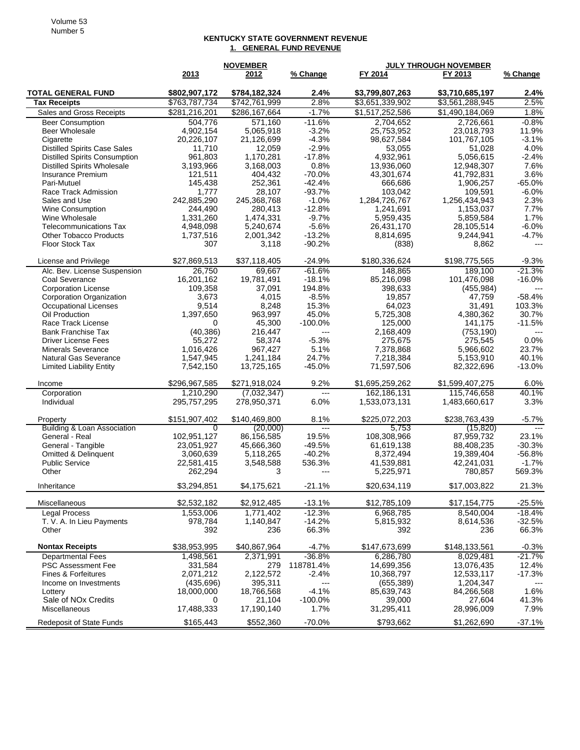# KENTUCKY STATE GOVERNMENT REVENUE

## 1. GENERAL FUND REVENUE

| | NOVEMBER | | | JULY THROUGH NOVEMBER | | |
|---|---|---|---|---|---|---|
| | 2013 | 2012 | % Change | FY 2014 | FY 2013 | % Change |
| **TOTAL GENERAL FUND** | **$802,907,172** | **$784,182,324** | **2.4%** | **$3,799,807,263** | **$3,710,685,197** | **2.4%** |
| **Tax Receipts** | $763,787,734 | $742,761,999 | 2.8% | $3,651,339,902 | $3,561,288,945 | 2.5% |
| Sales and Gross Receipts | $281,216,201 | $286,167,664 | -1.7% | $1,517,252,586 | $1,490,184,069 | 1.8% |
| Beer Consumption | 504,776 | 571,160 | -11.6% | 2,704,652 | 2,726,661 | -0.8% |
| Beer Wholesale | 4,902,154 | 5,065,918 | -3.2% | 25,753,952 | 23,018,793 | 11.9% |
| Cigarette | 20,226,107 | 21,126,699 | -4.3% | 98,627,584 | 101,767,105 | -3.1% |
| Distilled Spirits Case Sales | 11,710 | 12,059 | -2.9% | 53,055 | 51,028 | 4.0% |
| Distilled Spirits Consumption | 961,803 | 1,170,281 | -17.8% | 4,932,961 | 5,056,615 | -2.4% |
| Distilled Spirits Wholesale | 3,193,966 | 3,168,003 | 0.8% | 13,936,060 | 12,948,307 | 7.6% |
| Insurance Premium | 121,511 | 404,432 | -70.0% | 43,301,674 | 41,792,831 | 3.6% |
| Pari-Mutuel | 145,438 | 252,361 | -42.4% | 666,686 | 1,906,257 | -65.0% |
| Race Track Admission | 1,777 | 28,107 | -93.7% | 103,042 | 109,591 | -6.0% |
| Sales and Use | 242,885,290 | 245,368,768 | -1.0% | 1,284,726,767 | 1,256,434,943 | 2.3% |
| Wine Consumption | 244,490 | 280,413 | -12.8% | 1,241,691 | 1,153,037 | 7.7% |
| Wine Wholesale | 1,331,260 | 1,474,331 | -9.7% | 5,959,435 | 5,859,584 | 1.7% |
| Telecommunications Tax | 4,948,098 | 5,240,674 | -5.6% | 26,431,170 | 28,105,514 | -6.0% |
| Other Tobacco Products | 1,737,516 | 2,001,342 | -13.2% | 8,814,695 | 9,244,941 | -4.7% |
| Floor Stock Tax | 307 | 3,118 | -90.2% | (838) | 8,862 | --- |
| License and Privilege | $27,869,513 | $37,118,405 | -24.9% | $180,336,624 | $198,775,565 | -9.3% |
| Alc. Bev. License Suspension | 26,750 | 69,667 | -61.6% | 148,865 | 189,100 | -21.3% |
| Coal Severance | 16,201,162 | 19,781,491 | -18.1% | 85,216,098 | 101,476,098 | -16.0% |
| Corporation License | 109,358 | 37,091 | 194.8% | 398,633 | (455,984) | --- |
| Corporation Organization | 3,673 | 4,015 | -8.5% | 19,857 | 47,759 | -58.4% |
| Occupational Licenses | 9,514 | 8,248 | 15.3% | 64,023 | 31,491 | 103.3% |
| Oil Production | 1,397,650 | 963,997 | 45.0% | 5,725,308 | 4,380,362 | 30.7% |
| Race Track License | 0 | 45,300 | -100.0% | 125,000 | 141,175 | -11.5% |
| Bank Franchise Tax | (40,386) | 216,447 | --- | 2,168,409 | (753,190) | --- |
| Driver License Fees | 55,272 | 58,374 | -5.3% | 275,675 | 275,545 | 0.0% |
| Minerals Severance | 1,016,426 | 967,427 | 5.1% | 7,378,868 | 5,966,602 | 23.7% |
| Natural Gas Severance | 1,547,945 | 1,241,184 | 24.7% | 7,218,384 | 5,153,910 | 40.1% |
| Limited Liability Entity | 7,542,150 | 13,725,165 | -45.0% | 71,597,506 | 82,322,696 | -13.0% |
| Income | $296,967,585 | $271,918,024 | 9.2% | $1,695,259,262 | $1,599,407,275 | 6.0% |
| Corporation | 1,210,290 | (7,032,347) | --- | 162,186,131 | 115,746,658 | 40.1% |
| Individual | 295,757,295 | 278,950,371 | 6.0% | 1,533,073,131 | 1,483,660,617 | 3.3% |
| Property | $151,907,402 | $140,469,800 | 8.1% | $225,072,203 | $238,763,439 | -5.7% |
| Building & Loan Association | 0 | (20,000) | --- | 5,753 | (15,820) | --- |
| General - Real | 102,951,127 | 86,156,585 | 19.5% | 108,308,966 | 87,959,732 | 23.1% |
| General - Tangible | 23,051,927 | 45,666,360 | -49.5% | 61,619,138 | 88,408,235 | -30.3% |
| Omitted & Delinquent | 3,060,639 | 5,118,265 | -40.2% | 8,372,494 | 19,389,404 | -56.8% |
| Public Service | 22,581,415 | 3,548,588 | 536.3% | 41,539,881 | 42,241,031 | -1.7% |
| Other | 262,294 | 3 | --- | 5,225,971 | 780,857 | 569.3% |
| Inheritance | $3,294,851 | $4,175,621 | -21.1% | $20,634,119 | $17,003,822 | 21.3% |
| Miscellaneous | $2,532,182 | $2,912,485 | -13.1% | $12,785,109 | $17,154,775 | -25.5% |
| Legal Process | 1,553,006 | 1,771,402 | -12.3% | 6,968,785 | 8,540,004 | -18.4% |
| T. V. A. In Lieu Payments | 978,784 | 1,140,847 | -14.2% | 5,815,932 | 8,614,536 | -32.5% |
| Other | 392 | 236 | 66.3% | 392 | 236 | 66.3% |
| **Nontax Receipts** | $38,953,995 | $40,867,964 | -4.7% | $147,673,699 | $148,133,561 | -0.3% |
| Departmental Fees | 1,498,561 | 2,371,991 | -36.8% | 6,286,780 | 8,029,481 | -21.7% |
| PSC Assessment Fee | 331,584 | 279 | 118781.4% | 14,699,356 | 13,076,435 | 12.4% |
| Fines & Forfeitures | 2,071,212 | 2,122,572 | -2.4% | 10,368,797 | 12,533,117 | -17.3% |
| Income on Investments | (435,696) | 395,311 | --- | (655,389) | 1,204,347 | --- |
| Lottery | 18,000,000 | 18,766,568 | -4.1% | 85,639,743 | 84,266,568 | 1.6% |
| Sale of NOx Credits | 0 | 21,104 | -100.0% | 39,000 | 27,604 | 41.3% |
| Miscellaneous | 17,488,333 | 17,190,140 | 1.7% | 31,295,411 | 28,996,009 | 7.9% |
| Redeposit of State Funds | $165,443 | $552,360 | -70.0% | $793,662 | $1,262,690 | -37.1% |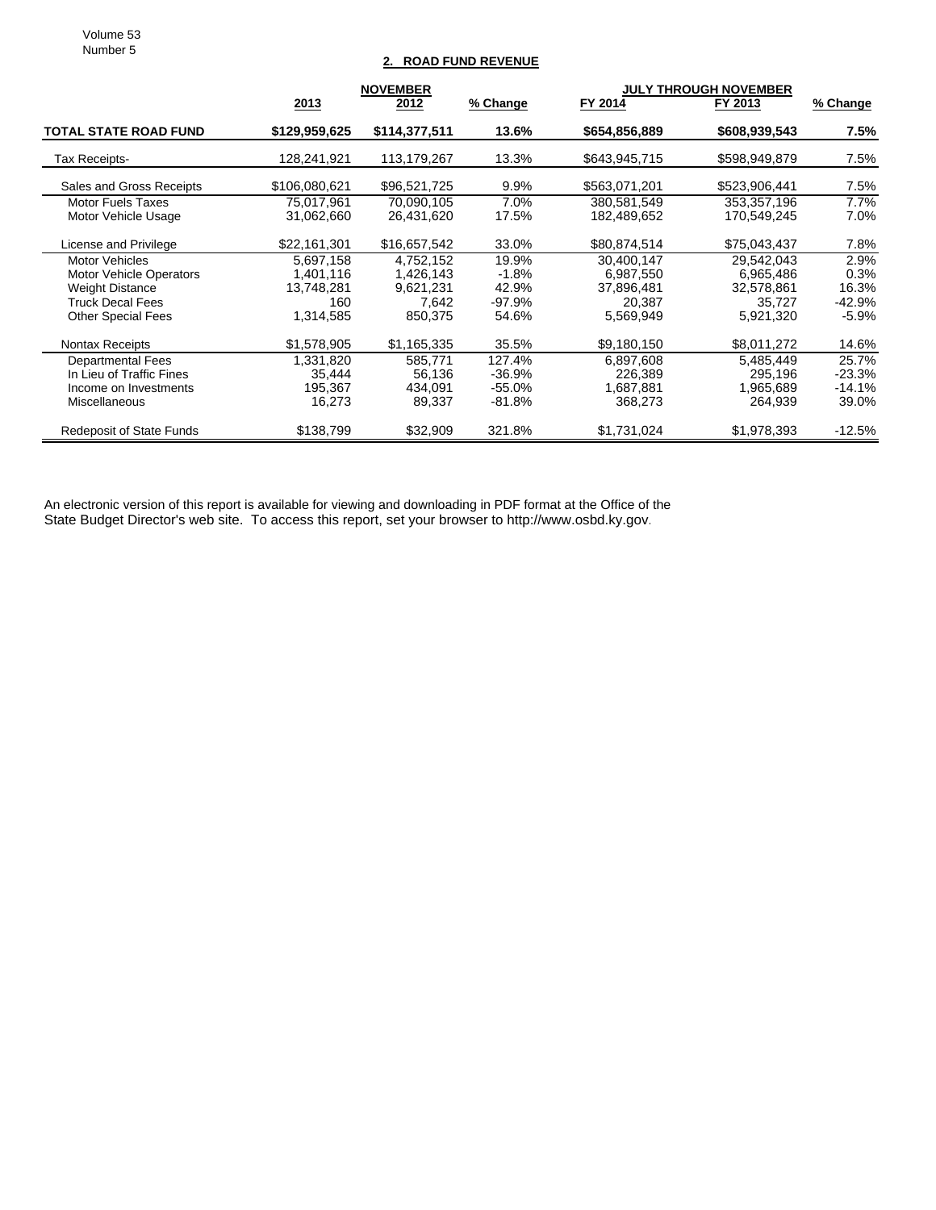## 2. ROAD FUND REVENUE

| | NOVEMBER | | | JULY THROUGH NOVEMBER | | |
|---|---|---|---|---|---|---|
| | 2013 | 2012 | % Change | FY 2014 | FY 2013 | % Change |
| **TOTAL STATE ROAD FUND** | **$129,959,625** | **$114,377,511** | **13.6%** | **$654,856,889** | **$608,939,543** | **7.5%** |
| Tax Receipts- | 128,241,921 | 113,179,267 | 13.3% | $643,945,715 | $598,949,879 | 7.5% |
| Sales and Gross Receipts | $106,080,621 | $96,521,725 | 9.9% | $563,071,201 | $523,906,441 | 7.5% |
| Motor Fuels Taxes | 75,017,961 | 70,090,105 | 7.0% | 380,581,549 | 353,357,196 | 7.7% |
| Motor Vehicle Usage | 31,062,660 | 26,431,620 | 17.5% | 182,489,652 | 170,549,245 | 7.0% |
| License and Privilege | $22,161,301 | $16,657,542 | 33.0% | $80,874,514 | $75,043,437 | 7.8% |
| Motor Vehicles | 5,697,158 | 4,752,152 | 19.9% | 30,400,147 | 29,542,043 | 2.9% |
| Motor Vehicle Operators | 1,401,116 | 1,426,143 | -1.8% | 6,987,550 | 6,965,486 | 0.3% |
| Weight Distance | 13,748,281 | 9,621,231 | 42.9% | 37,896,481 | 32,578,861 | 16.3% |
| Truck Decal Fees | 160 | 7,642 | -97.9% | 20,387 | 35,727 | -42.9% |
| Other Special Fees | 1,314,585 | 850,375 | 54.6% | 5,569,949 | 5,921,320 | -5.9% |
| Nontax Receipts | $1,578,905 | $1,165,335 | 35.5% | $9,180,150 | $8,011,272 | 14.6% |
| Departmental Fees | 1,331,820 | 585,771 | 127.4% | 6,897,608 | 5,485,449 | 25.7% |
| In Lieu of Traffic Fines | 35,444 | 56,136 | -36.9% | 226,389 | 295,196 | -23.3% |
| Income on Investments | 195,367 | 434,091 | -55.0% | 1,687,881 | 1,965,689 | -14.1% |
| Miscellaneous | 16,273 | 89,337 | -81.8% | 368,273 | 264,939 | 39.0% |
| Redeposit of State Funds | $138,799 | $32,909 | 321.8% | $1,731,024 | $1,978,393 | -12.5% |

An electronic version of this report is available for viewing and downloading in PDF format at the Office of the State Budget Director's web site. To access this report, set your browser to http://www.osbd.ky.gov.